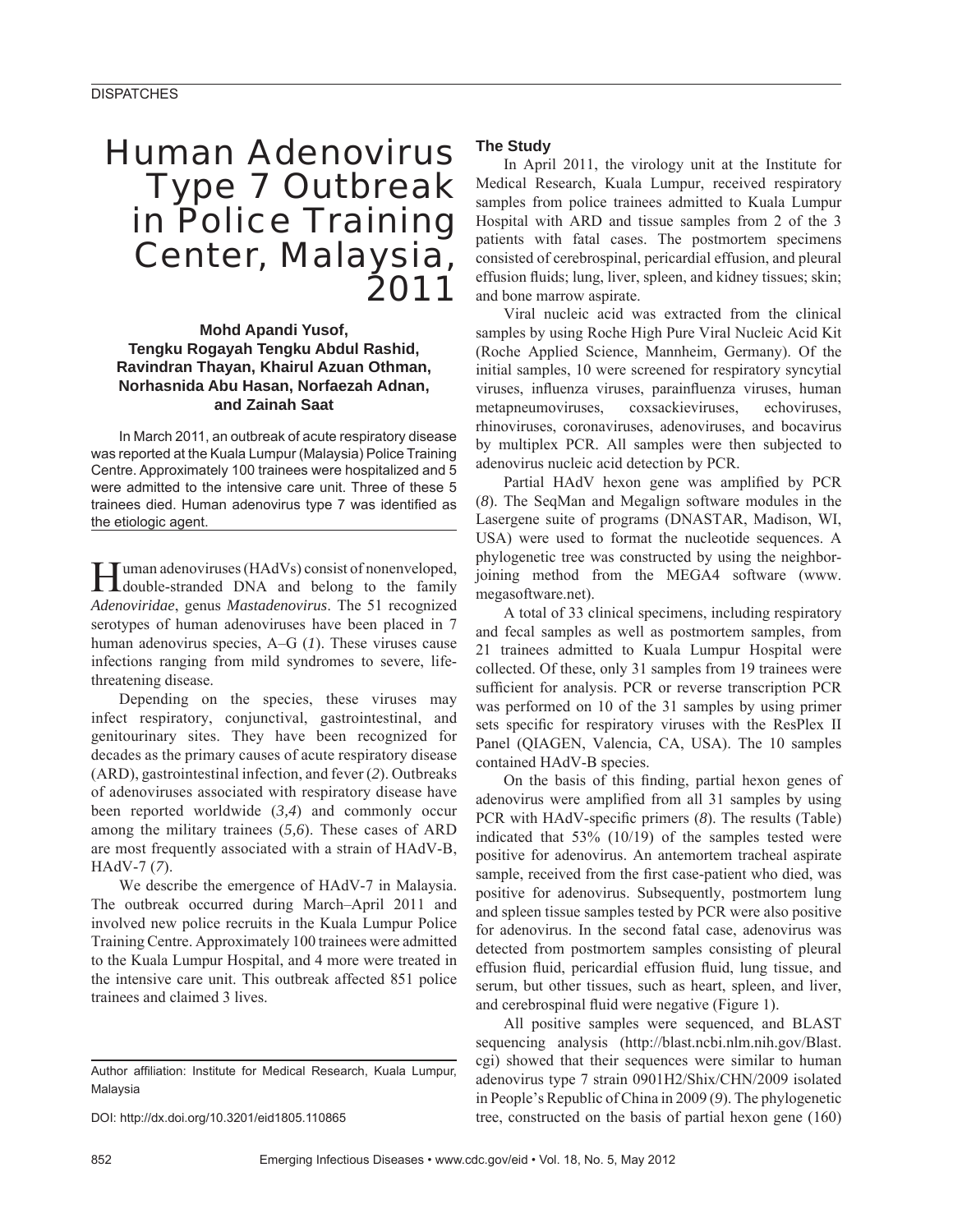# Human Adenovirus Type 7 Outbreak in Police Training Center, Malaysia, 2011

**Mohd Apandi Yusof, Tengku Rogayah Tengku Abdul Rashid, Ravindran Thayan, Khairul Azuan Othman, Norhasnida Abu Hasan, Norfaezah Adnan, and Zainah Saat**

In March 2011, an outbreak of acute respiratory disease was reported at the Kuala Lumpur (Malaysia) Police Training Centre. Approximately 100 trainees were hospitalized and 5 were admitted to the intensive care unit. Three of these 5 trainees died. Human adenovirus type 7 was identified as the etiologic agent.

Human adenoviruses (HAdVs) consist of nonenveloped, double-stranded DNA and belong to the family *Adenoviridae*, genus *Mastadenovirus*. The 51 recognized serotypes of human adenoviruses have been placed in 7 human adenovirus species, A–G (*1*). These viruses cause infections ranging from mild syndromes to severe, life-threatening disease.

Depending on the species, these viruses may infect respiratory, conjunctival, gastrointestinal, and genitourinary sites. They have been recognized for decades as the primary causes of acute respiratory disease (ARD), gastrointestinal infection, and fever (*2*). Outbreaks of adenoviruses associated with respiratory disease have been reported worldwide (*3,4*) and commonly occur among the military trainees (*5,6*). These cases of ARD are most frequently associated with a strain of HAdV-B, HAdV-7 (*7*).

We describe the emergence of HAdV-7 in Malaysia. The outbreak occurred during March–April 2011 and involved new police recruits in the Kuala Lumpur Police Training Centre. Approximately 100 trainees were admitted to the Kuala Lumpur Hospital, and 4 more were treated in the intensive care unit. This outbreak affected 851 police trainees and claimed 3 lives.

Author affiliation: Institute for Medical Research, Kuala Lumpur, Malaysia

DOI: http://dx.doi.org/10.3201/eid1805.110865

## The Study

In April 2011, the virology unit at the Institute for Medical Research, Kuala Lumpur, received respiratory samples from police trainees admitted to Kuala Lumpur Hospital with ARD and tissue samples from 2 of the 3 patients with fatal cases. The postmortem specimens consisted of cerebrospinal, pericardial effusion, and pleural effusion fluids; lung, liver, spleen, and kidney tissues; skin; and bone marrow aspirate.

Viral nucleic acid was extracted from the clinical samples by using Roche High Pure Viral Nucleic Acid Kit (Roche Applied Science, Mannheim, Germany). Of the initial samples, 10 were screened for respiratory syncytial viruses, influenza viruses, parainfluenza viruses, human metapneumoviruses, coxsackieviruses, echoviruses, rhinoviruses, coronaviruses, adenoviruses, and bocavirus by multiplex PCR. All samples were then subjected to adenovirus nucleic acid detection by PCR.

Partial HAdV hexon gene was amplified by PCR (*8*). The SeqMan and Megalign software modules in the Lasergene suite of programs (DNASTAR, Madison, WI, USA) were used to format the nucleotide sequences. A phylogenetic tree was constructed by using the neighbor-joining method from the MEGA4 software (www.megasoftware.net).

A total of 33 clinical specimens, including respiratory and fecal samples as well as postmortem samples, from 21 trainees admitted to Kuala Lumpur Hospital were collected. Of these, only 31 samples from 19 trainees were sufficient for analysis. PCR or reverse transcription PCR was performed on 10 of the 31 samples by using primer sets specific for respiratory viruses with the ResPlex II Panel (QIAGEN, Valencia, CA, USA). The 10 samples contained HAdV-B species.

On the basis of this finding, partial hexon genes of adenovirus were amplified from all 31 samples by using PCR with HAdV-specific primers (*8*). The results (Table) indicated that 53% (10/19) of the samples tested were positive for adenovirus. An antemortem tracheal aspirate sample, received from the first case-patient who died, was positive for adenovirus. Subsequently, postmortem lung and spleen tissue samples tested by PCR were also positive for adenovirus. In the second fatal case, adenovirus was detected from postmortem samples consisting of pleural effusion fluid, pericardial effusion fluid, lung tissue, and serum, but other tissues, such as heart, spleen, and liver, and cerebrospinal fluid were negative (Figure 1).

All positive samples were sequenced, and BLAST sequencing analysis (http://blast.ncbi.nlm.nih.gov/Blast.cgi) showed that their sequences were similar to human adenovirus type 7 strain 0901H2/Shix/CHN/2009 isolated in People's Republic of China in 2009 (*9*). The phylogenetic tree, constructed on the basis of partial hexon gene (160)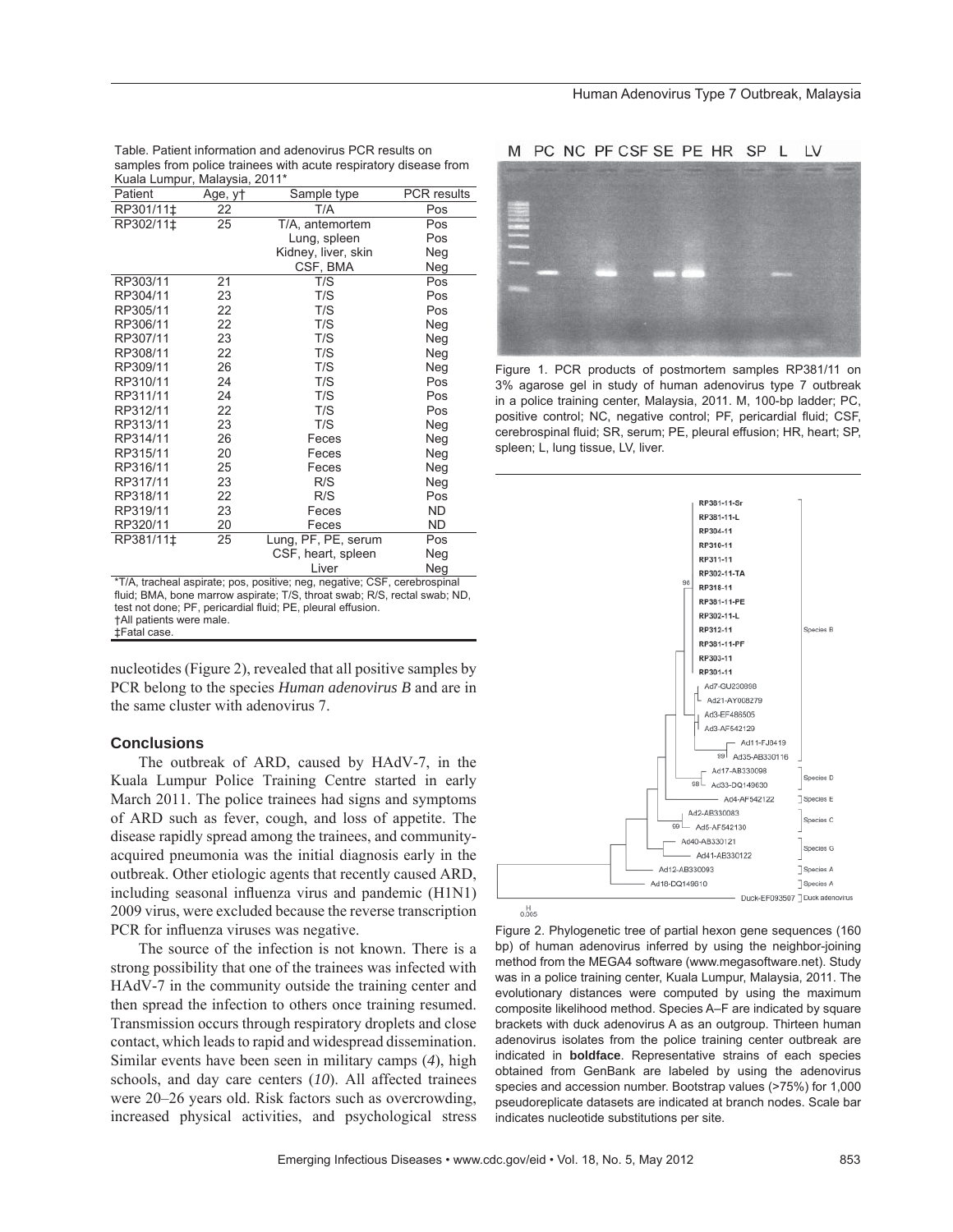Table. Patient information and adenovirus PCR results on samples from police trainees with acute respiratory disease from Kuala Lumpur, Malaysia, 2011*

| Patient | Age, y† | Sample type | PCR results |
|---|---|---|---|
| RP301/11‡ | 22 | T/A | Pos |
| RP302/11‡ | 25 | T/A, antemortem | Pos |
| | | Lung, spleen | Pos |
| | | Kidney, liver, skin | Neg |
| | | CSF, BMA | Neg |
| RP303/11 | 21 | T/S | Pos |
| RP304/11 | 23 | T/S | Pos |
| RP305/11 | 22 | T/S | Pos |
| RP306/11 | 22 | T/S | Neg |
| RP307/11 | 23 | T/S | Neg |
| RP308/11 | 22 | T/S | Neg |
| RP309/11 | 26 | T/S | Neg |
| RP310/11 | 24 | T/S | Pos |
| RP311/11 | 24 | T/S | Pos |
| RP312/11 | 22 | T/S | Pos |
| RP313/11 | 23 | T/S | Neg |
| RP314/11 | 26 | Feces | Neg |
| RP315/11 | 20 | Feces | Neg |
| RP316/11 | 25 | Feces | Neg |
| RP317/11 | 23 | R/S | Neg |
| RP318/11 | 22 | R/S | Pos |
| RP319/11 | 23 | Feces | ND |
| RP320/11 | 20 | Feces | ND |
| RP381/11‡ | 25 | Lung, PF, PE, serum | Pos |
| | | CSF, heart, spleen | Neg |
| | | Liver | Neg |

*T/A, tracheal aspirate; pos, positive; neg, negative; CSF, cerebrospinal fluid; BMA, bone marrow aspirate; T/S, throat swab; R/S, rectal swab; ND, test not done; PF, pericardial fluid; PE, pleural effusion.
†All patients were male.
‡Fatal case.

nucleotides (Figure 2), revealed that all positive samples by PCR belong to the species *Human adenovirus B* and are in the same cluster with adenovirus 7.

## Conclusions

The outbreak of ARD, caused by HAdV-7, in the Kuala Lumpur Police Training Centre started in early March 2011. The police trainees had signs and symptoms of ARD such as fever, cough, and loss of appetite. The disease rapidly spread among the trainees, and community-acquired pneumonia was the initial diagnosis early in the outbreak. Other etiologic agents that recently caused ARD, including seasonal influenza virus and pandemic (H1N1) 2009 virus, were excluded because the reverse transcription PCR for influenza viruses was negative.

The source of the infection is not known. There is a strong possibility that one of the trainees was infected with HAdV-7 in the community outside the training center and then spread the infection to others once training resumed. Transmission occurs through respiratory droplets and close contact, which leads to rapid and widespread dissemination. Similar events have been seen in military camps (*4*), high schools, and day care centers (*10*). All affected trainees were 20–26 years old. Risk factors such as overcrowding, increased physical activities, and psychological stress

Figure 1. PCR products of postmortem samples RP381/11 on 3% agarose gel in study of human adenovirus type 7 outbreak in a police training center, Malaysia, 2011. M, 100-bp ladder; PC, positive control; NC, negative control; PF, pericardial fluid; CSF, cerebrospinal fluid; SR, serum; PE, pleural effusion; HR, heart; SP, spleen; L, lung tissue, LV, liver.

Figure 2. Phylogenetic tree of partial hexon gene sequences (160 bp) of human adenovirus inferred by using the neighbor-joining method from the MEGA4 software (www.megasoftware.net). Study was in a police training center, Kuala Lumpur, Malaysia, 2011. The evolutionary distances were computed by using the maximum composite likelihood method. Species A–F are indicated by square brackets with duck adenovirus A as an outgroup. Thirteen human adenovirus isolates from the police training center outbreak are indicated in **boldface**. Representative strains of each species obtained from GenBank are labeled by using the adenovirus species and accession number. Bootstrap values (>75%) for 1,000 pseudoreplicate datasets are indicated at branch nodes. Scale bar indicates nucleotide substitutions per site.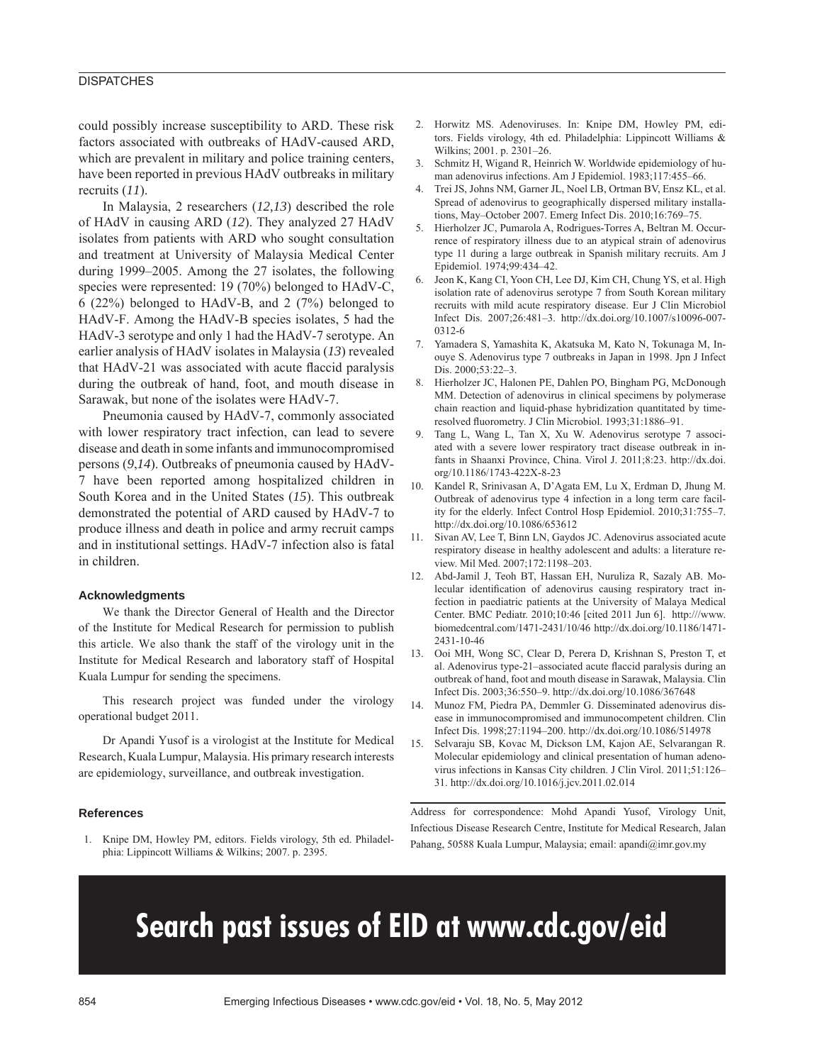could possibly increase susceptibility to ARD. These risk factors associated with outbreaks of HAdV-caused ARD, which are prevalent in military and police training centers, have been reported in previous HAdV outbreaks in military recruits (*11*).

In Malaysia, 2 researchers (*12,13*) described the role of HAdV in causing ARD (*12*). They analyzed 27 HAdV isolates from patients with ARD who sought consultation and treatment at University of Malaysia Medical Center during 1999–2005. Among the 27 isolates, the following species were represented: 19 (70%) belonged to HAdV-C, 6 (22%) belonged to HAdV-B, and 2 (7%) belonged to HAdV-F. Among the HAdV-B species isolates, 5 had the HAdV-3 serotype and only 1 had the HAdV-7 serotype. An earlier analysis of HAdV isolates in Malaysia (*13*) revealed that HAdV-21 was associated with acute flaccid paralysis during the outbreak of hand, foot, and mouth disease in Sarawak, but none of the isolates were HAdV-7.

Pneumonia caused by HAdV-7, commonly associated with lower respiratory tract infection, can lead to severe disease and death in some infants and immunocompromised persons (*9,14*). Outbreaks of pneumonia caused by HAdV-7 have been reported among hospitalized children in South Korea and in the United States (*15*). This outbreak demonstrated the potential of ARD caused by HAdV-7 to produce illness and death in police and army recruit camps and in institutional settings. HAdV-7 infection also is fatal in children.

#### Acknowledgments

We thank the Director General of Health and the Director of the Institute for Medical Research for permission to publish this article. We also thank the staff of the virology unit in the Institute for Medical Research and laboratory staff of Hospital Kuala Lumpur for sending the specimens.

This research project was funded under the virology operational budget 2011.

Dr Apandi Yusof is a virologist at the Institute for Medical Research, Kuala Lumpur, Malaysia. His primary research interests are epidemiology, surveillance, and outbreak investigation.

#### References

1. Knipe DM, Howley PM, editors. Fields virology, 5th ed. Philadelphia: Lippincott Williams & Wilkins; 2007. p. 2395.
2. Horwitz MS. Adenoviruses. In: Knipe DM, Howley PM, editors. Fields virology, 4th ed. Philadelphia: Lippincott Williams & Wilkins; 2001. p. 2301–26.
3. Schmitz H, Wigand R, Heinrich W. Worldwide epidemiology of human adenovirus infections. Am J Epidemiol. 1983;117:455–66.
4. Trei JS, Johns NM, Garner JL, Noel LB, Ortman BV, Ensz KL, et al. Spread of adenovirus to geographically dispersed military installations, May–October 2007. Emerg Infect Dis. 2010;16:769–75.
5. Hierholzer JC, Pumarola A, Rodrigues-Torres A, Beltran M. Occurrence of respiratory illness due to an atypical strain of adenovirus type 11 during a large outbreak in Spanish military recruits. Am J Epidemiol. 1974;99:434–42.
6. Jeon K, Kang CI, Yoon CH, Lee DJ, Kim CH, Chung YS, et al. High isolation rate of adenovirus serotype 7 from South Korean military recruits with mild acute respiratory disease. Eur J Clin Microbiol Infect Dis. 2007;26:481–3. http://dx.doi.org/10.1007/s10096-007-0312-6
7. Yamadera S, Yamashita K, Akatsuka M, Kato N, Tokunaga M, Inouye S. Adenovirus type 7 outbreaks in Japan in 1998. Jpn J Infect Dis. 2000;53:22–3.
8. Hierholzer JC, Halonen PE, Dahlen PO, Bingham PG, McDonough MM. Detection of adenovirus in clinical specimens by polymerase chain reaction and liquid-phase hybridization quantitated by time-resolved fluorometry. J Clin Microbiol. 1993;31:1886–91.
9. Tang L, Wang L, Tan X, Xu W. Adenovirus serotype 7 associated with a severe lower respiratory tract disease outbreak in infants in Shaanxi Province, China. Virol J. 2011;8:23. http://dx.doi.org/10.1186/1743-422X-8-23
10. Kandel R, Srinivasan A, D'Agata EM, Lu X, Erdman D, Jhung M. Outbreak of adenovirus type 4 infection in a long term care facility for the elderly. Infect Control Hosp Epidemiol. 2010;31:755–7. http://dx.doi.org/10.1086/653612
11. Sivan AV, Lee T, Binn LN, Gaydos JC. Adenovirus associated acute respiratory disease in healthy adolescent and adults: a literature review. Mil Med. 2007;172:1198–203.
12. Abd-Jamil J, Teoh BT, Hassan EH, Nuruliza R, Sazaly AB. Molecular identification of adenovirus causing respiratory tract infection in paediatric patients at the University of Malaya Medical Center. BMC Pediatr. 2010;10:46 [cited 2011 Jun 6]. http:///www.biomedcentral.com/1471-2431/10/46 http://dx.doi.org/10.1186/1471-2431-10-46
13. Ooi MH, Wong SC, Clear D, Perera D, Krishnan S, Preston T, et al. Adenovirus type-21–associated acute flaccid paralysis during an outbreak of hand, foot and mouth disease in Sarawak, Malaysia. Clin Infect Dis. 2003;36:550–9. http://dx.doi.org/10.1086/367648
14. Munoz FM, Piedra PA, Demmler G. Disseminated adenovirus disease in immunocompromised and immunocompetent children. Clin Infect Dis. 1998;27:1194–200. http://dx.doi.org/10.1086/514978
15. Selvaraju SB, Kovac M, Dickson LM, Kajon AE, Selvarangan R. Molecular epidemiology and clinical presentation of human adenovirus infections in Kansas City children. J Clin Virol. 2011;51:126–31. http://dx.doi.org/10.1016/j.jcv.2011.02.014

Address for correspondence: Mohd Apandi Yusof, Virology Unit, Infectious Disease Research Centre, Institute for Medical Research, Jalan Pahang, 50588 Kuala Lumpur, Malaysia; email: apandi@imr.gov.my

**Search past issues of EID at www.cdc.gov/eid**